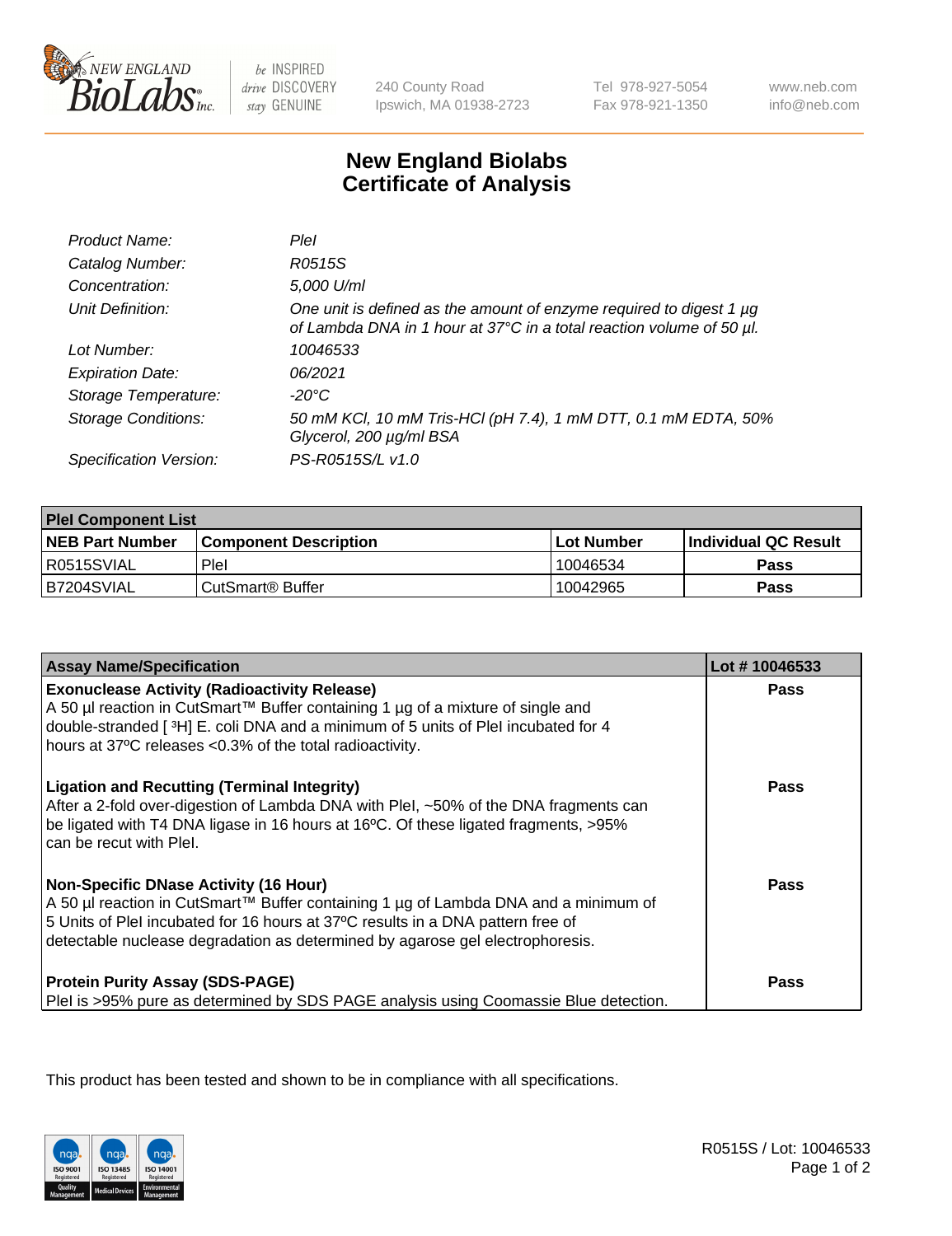# New England Biolabs Certificate of Analysis

| | |
|---|---|
| *Product Name:* | *PleI* |
| *Catalog Number:* | *R0515S* |
| *Concentration:* | *5,000 U/ml* |
| *Unit Definition:* | *One unit is defined as the amount of enzyme required to digest 1 µg of Lambda DNA in 1 hour at 37°C in a total reaction volume of 50 µl.* |
| *Lot Number:* | *10046533* |
| *Expiration Date:* | *06/2021* |
| *Storage Temperature:* | *-20°C* |
| *Storage Conditions:* | *50 mM KCl, 10 mM Tris-HCl (pH 7.4), 1 mM DTT, 0.1 mM EDTA, 50% Glycerol, 200 µg/ml BSA* |
| *Specification Version:* | *PS-R0515S/L v1.0* |

| **PleI Component List** | | | |
|---|---|---|---|
| **NEB Part Number** | **Component Description** | **Lot Number** | **Individual QC Result** |
| R0515SVIAL | PleI | 10046534 | **Pass** |
| B7204SVIAL | CutSmart® Buffer | 10042965 | **Pass** |

| **Assay Name/Specification** | **Lot # 10046533** |
|---|---|
| **Exonuclease Activity (Radioactivity Release)** A 50 µl reaction in CutSmart™ Buffer containing 1 µg of a mixture of single and double-stranded [ $^3$H] E. coli DNA and a minimum of 5 units of PleI incubated for 4 hours at 37ºC releases <0.3% of the total radioactivity. | **Pass** |
| **Ligation and Recutting (Terminal Integrity)** After a 2-fold over-digestion of Lambda DNA with PleI, ~50% of the DNA fragments can be ligated with T4 DNA ligase in 16 hours at 16ºC. Of these ligated fragments, >95% can be recut with PleI. | **Pass** |
| **Non-Specific DNase Activity (16 Hour)** A 50 µl reaction in CutSmart™ Buffer containing 1 µg of Lambda DNA and a minimum of 5 Units of PleI incubated for 16 hours at 37ºC results in a DNA pattern free of detectable nuclease degradation as determined by agarose gel electrophoresis. | **Pass** |
| **Protein Purity Assay (SDS-PAGE)** PleI is >95% pure as determined by SDS PAGE analysis using Coomassie Blue detection. | **Pass** |

This product has been tested and shown to be in compliance with all specifications.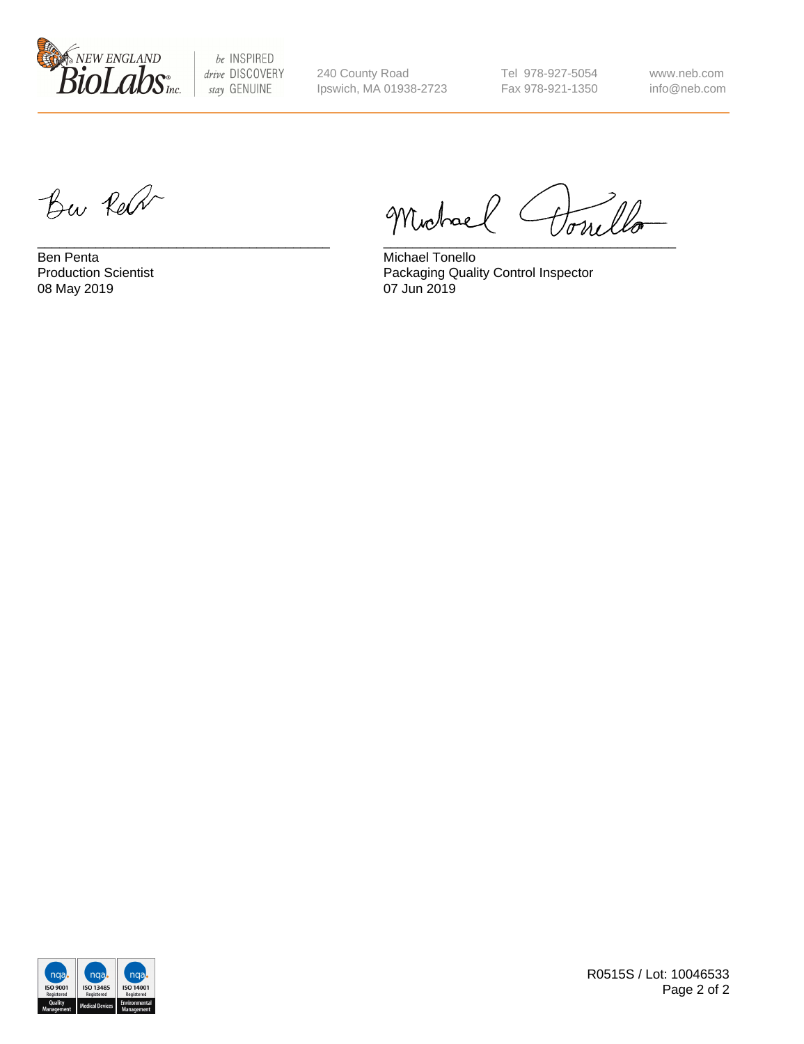Ben Penta
Production Scientist
08 May 2019

Michael Tonello
Packaging Quality Control Inspector
07 Jun 2019